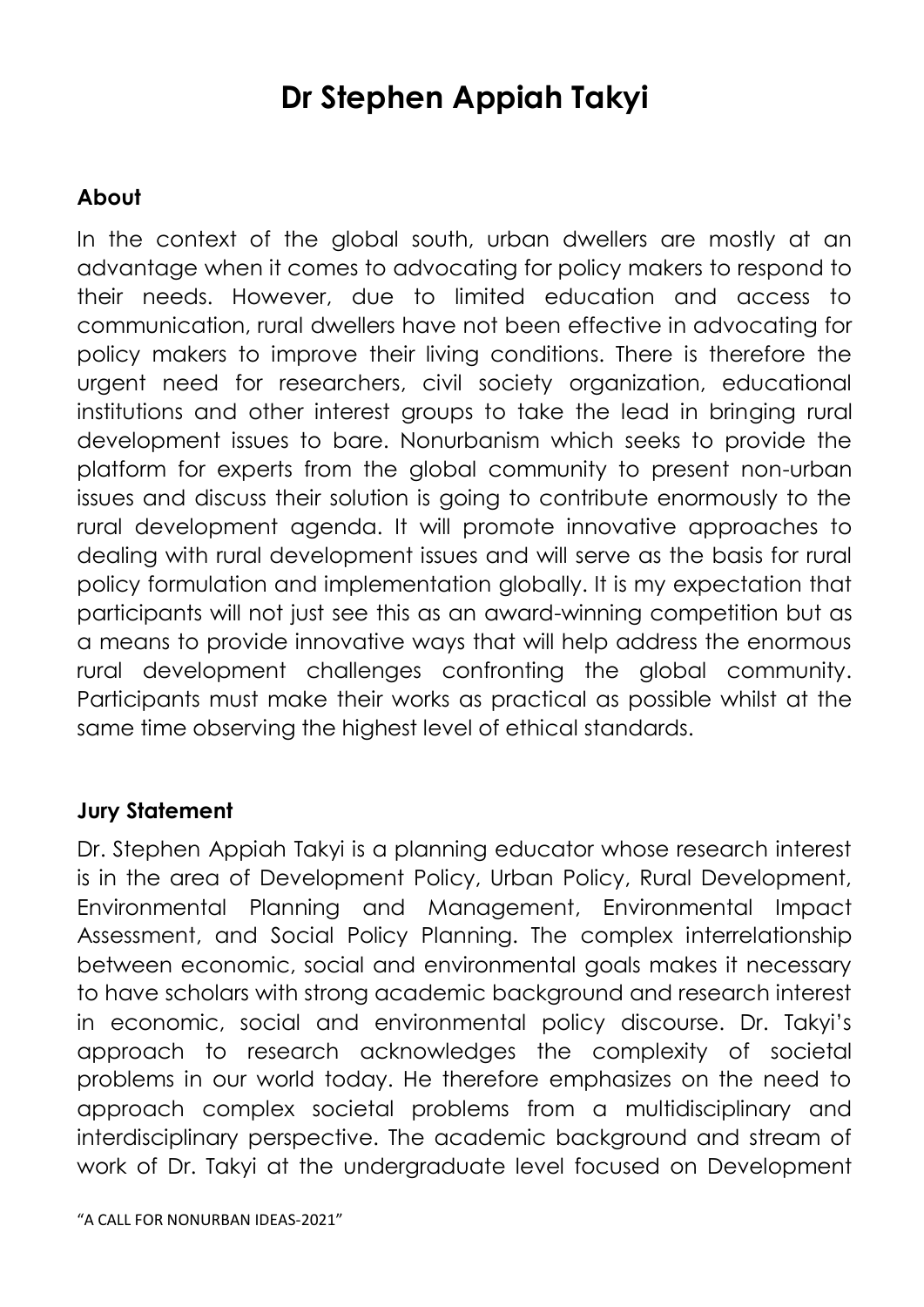# Dr Stephen Appiah Takyi

## About

In the context of the global south, urban dwellers are mostly at an advantage when it comes to advocating for policy makers to respond to their needs. However, due to limited education and access to communication, rural dwellers have not been effective in advocating for policy makers to improve their living conditions. There is therefore the urgent need for researchers, civil society organization, educational institutions and other interest groups to take the lead in bringing rural development issues to bare. Nonurbanism which seeks to provide the platform for experts from the global community to present non-urban issues and discuss their solution is going to contribute enormously to the rural development agenda. It will promote innovative approaches to dealing with rural development issues and will serve as the basis for rural policy formulation and implementation globally. It is my expectation that participants will not just see this as an award-winning competition but as a means to provide innovative ways that will help address the enormous rural development challenges confronting the global community. Participants must make their works as practical as possible whilst at the same time observing the highest level of ethical standards.

## Jury Statement

Dr. Stephen Appiah Takyi is a planning educator whose research interest is in the area of Development Policy, Urban Policy, Rural Development, Environmental Planning and Management, Environmental Impact Assessment, and Social Policy Planning. The complex interrelationship between economic, social and environmental goals makes it necessary to have scholars with strong academic background and research interest in economic, social and environmental policy discourse. Dr. Takyi's approach to research acknowledges the complexity of societal problems in our world today. He therefore emphasizes on the need to approach complex societal problems from a multidisciplinary and interdisciplinary perspective. The academic background and stream of work of Dr. Takyi at the undergraduate level focused on Development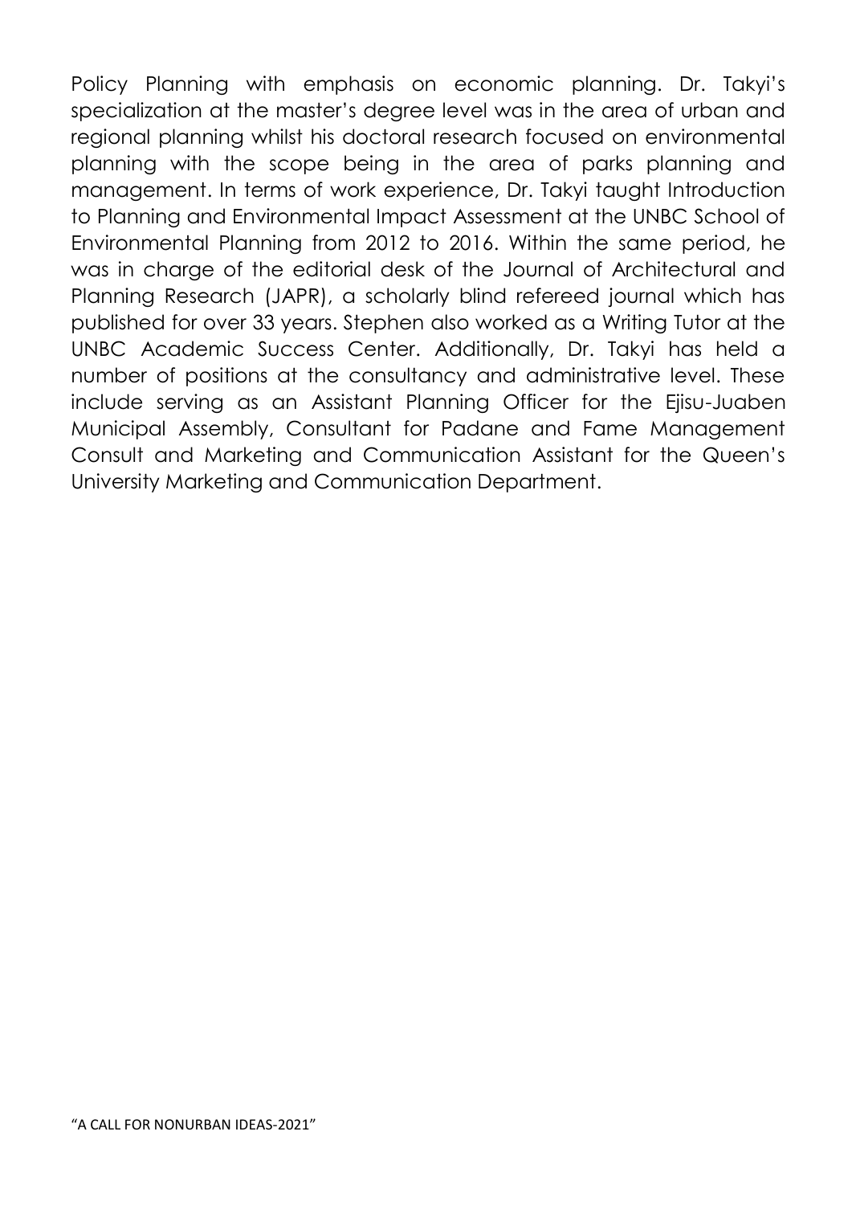Policy Planning with emphasis on economic planning. Dr. Takyi's specialization at the master's degree level was in the area of urban and regional planning whilst his doctoral research focused on environmental planning with the scope being in the area of parks planning and management. In terms of work experience, Dr. Takyi taught Introduction to Planning and Environmental Impact Assessment at the UNBC School of Environmental Planning from 2012 to 2016. Within the same period, he was in charge of the editorial desk of the Journal of Architectural and Planning Research (JAPR), a scholarly blind refereed journal which has published for over 33 years. Stephen also worked as a Writing Tutor at the UNBC Academic Success Center. Additionally, Dr. Takyi has held a number of positions at the consultancy and administrative level. These include serving as an Assistant Planning Officer for the Ejisu-Juaben Municipal Assembly, Consultant for Padane and Fame Management Consult and Marketing and Communication Assistant for the Queen's University Marketing and Communication Department.